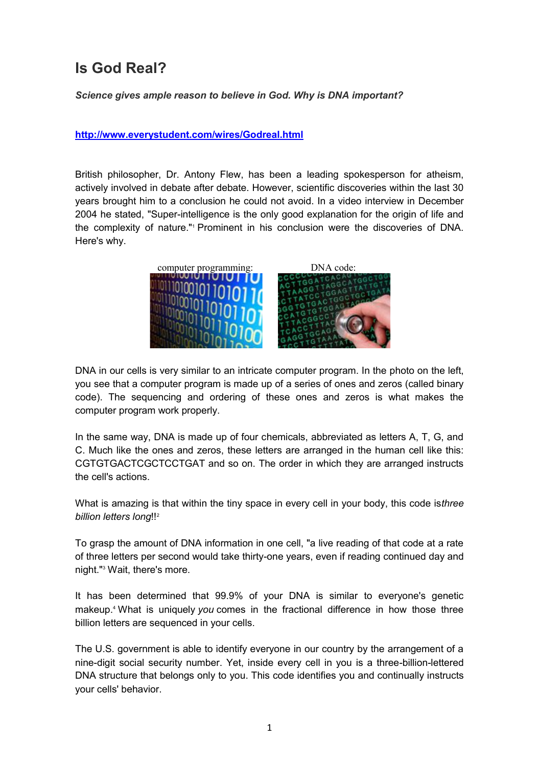# Is God Real?

***Science gives ample reason to believe in God. Why is DNA important?***

**http://www.everystudent.com/wires/Godreal.html**

British philosopher, Dr. Antony Flew, has been a leading spokesperson for atheism, actively involved in debate after debate. However, scientific discoveries within the last 30 years brought him to a conclusion he could not avoid. In a video interview in December 2004 he stated, "Super-intelligence is the only good explanation for the origin of life and the complexity of nature."[1] Prominent in his conclusion were the discoveries of DNA. Here's why.

computer programming: DNA code:

DNA in our cells is very similar to an intricate computer program. In the photo on the left, you see that a computer program is made up of a series of ones and zeros (called binary code). The sequencing and ordering of these ones and zeros is what makes the computer program work properly.

In the same way, DNA is made up of four chemicals, abbreviated as letters A, T, G, and C. Much like the ones and zeros, these letters are arranged in the human cell like this: CGTGTGACTCGCTCCTGAT and so on. The order in which they are arranged instructs the cell's actions.

What is amazing is that within the tiny space in every cell in your body, this code is*three billion letters long*!![2]

To grasp the amount of DNA information in one cell, "a live reading of that code at a rate of three letters per second would take thirty-one years, even if reading continued day and night."[3] Wait, there's more.

It has been determined that 99.9% of your DNA is similar to everyone's genetic makeup.[4] What is uniquely *you* comes in the fractional difference in how those three billion letters are sequenced in your cells.

The U.S. government is able to identify everyone in our country by the arrangement of a nine-digit social security number. Yet, inside every cell in you is a three-billion-lettered DNA structure that belongs only to you. This code identifies you and continually instructs your cells' behavior.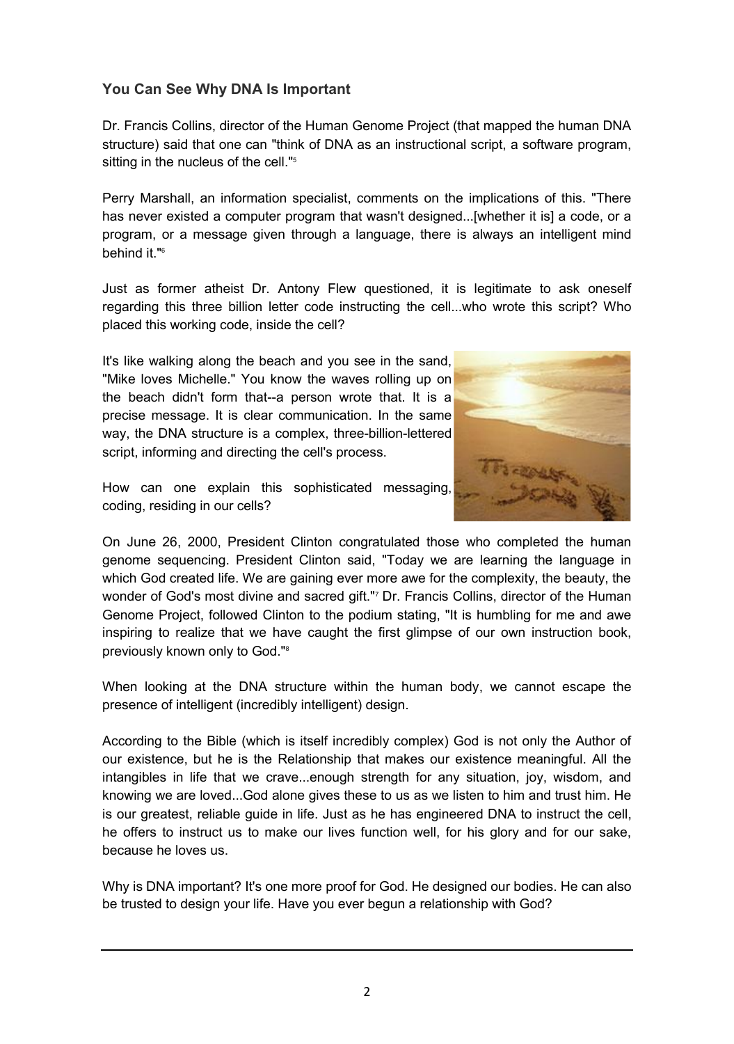### You Can See Why DNA Is Important

Dr. Francis Collins, director of the Human Genome Project (that mapped the human DNA structure) said that one can "think of DNA as an instructional script, a software program, sitting in the nucleus of the cell."[5]

Perry Marshall, an information specialist, comments on the implications of this. "There has never existed a computer program that wasn't designed...[whether it is] a code, or a program, or a message given through a language, there is always an intelligent mind behind it."[6]

Just as former atheist Dr. Antony Flew questioned, it is legitimate to ask oneself regarding this three billion letter code instructing the cell...who wrote this script? Who placed this working code, inside the cell?

It's like walking along the beach and you see in the sand, "Mike loves Michelle." You know the waves rolling up on the beach didn't form that--a person wrote that. It is a precise message. It is clear communication. In the same way, the DNA structure is a complex, three-billion-lettered script, informing and directing the cell's process.

How can one explain this sophisticated messaging, coding, residing in our cells?

On June 26, 2000, President Clinton congratulated those who completed the human genome sequencing. President Clinton said, "Today we are learning the language in which God created life. We are gaining ever more awe for the complexity, the beauty, the wonder of God's most divine and sacred gift."[7] Dr. Francis Collins, director of the Human Genome Project, followed Clinton to the podium stating, "It is humbling for me and awe inspiring to realize that we have caught the first glimpse of our own instruction book, previously known only to God."[8]

When looking at the DNA structure within the human body, we cannot escape the presence of intelligent (incredibly intelligent) design.

According to the Bible (which is itself incredibly complex) God is not only the Author of our existence, but he is the Relationship that makes our existence meaningful. All the intangibles in life that we crave...enough strength for any situation, joy, wisdom, and knowing we are loved...God alone gives these to us as we listen to him and trust him. He is our greatest, reliable guide in life. Just as he has engineered DNA to instruct the cell, he offers to instruct us to make our lives function well, for his glory and for our sake, because he loves us.

Why is DNA important? It's one more proof for God. He designed our bodies. He can also be trusted to design your life. Have you ever begun a relationship with God?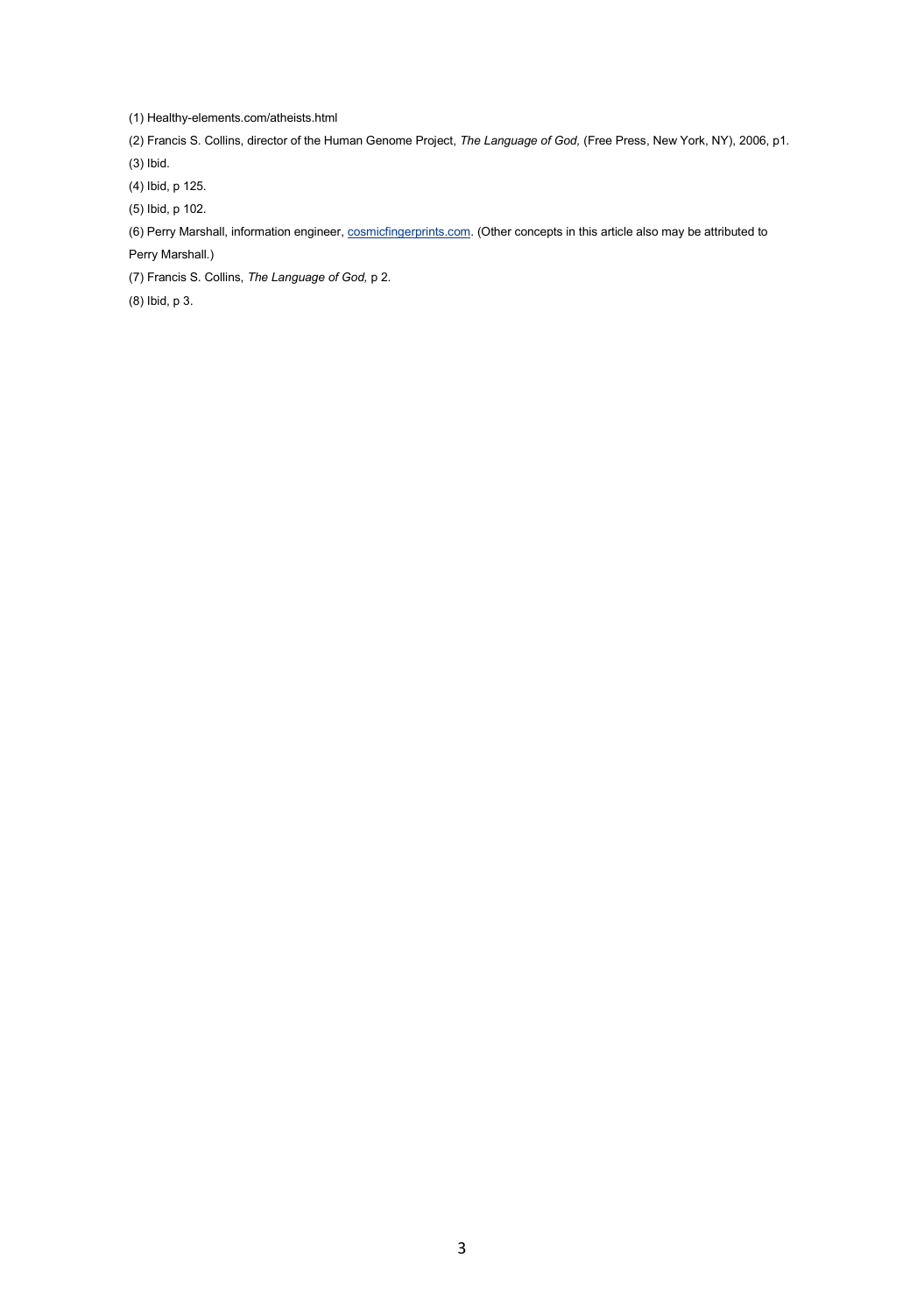(1) Healthy-elements.com/atheists.html

(2) Francis S. Collins, director of the Human Genome Project, *The Language of God,* (Free Press, New York, NY), 2006, p1.

(3) Ibid.

(4) Ibid, p 125.

(5) Ibid, p 102.

(6) Perry Marshall, information engineer, cosmicfingerprints.com. (Other concepts in this article also may be attributed to Perry Marshall.)

(7) Francis S. Collins, *The Language of God,* p 2.

(8) Ibid, p 3.